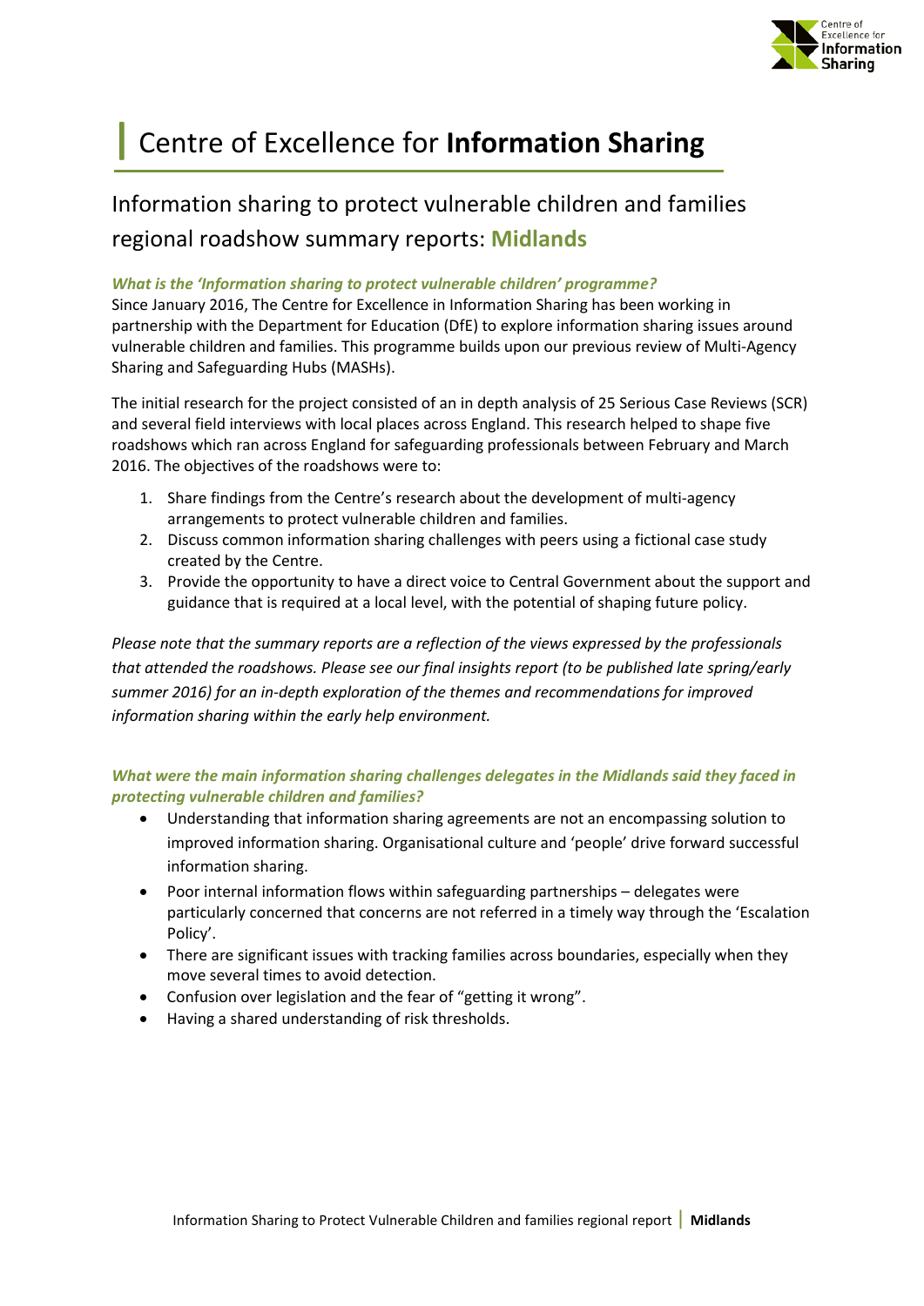# Centre of Excellence for **Information Sharing**

## Information sharing to protect vulnerable children and families regional roadshow summary reports: **Midlands**

***What is the 'Information sharing to protect vulnerable children' programme?***

Since January 2016, The Centre for Excellence in Information Sharing has been working in partnership with the Department for Education (DfE) to explore information sharing issues around vulnerable children and families. This programme builds upon our previous review of Multi-Agency Sharing and Safeguarding Hubs (MASHs).

The initial research for the project consisted of an in depth analysis of 25 Serious Case Reviews (SCR) and several field interviews with local places across England. This research helped to shape five roadshows which ran across England for safeguarding professionals between February and March 2016. The objectives of the roadshows were to:

1. Share findings from the Centre's research about the development of multi-agency arrangements to protect vulnerable children and families.
2. Discuss common information sharing challenges with peers using a fictional case study created by the Centre.
3. Provide the opportunity to have a direct voice to Central Government about the support and guidance that is required at a local level, with the potential of shaping future policy.

*Please note that the summary reports are a reflection of the views expressed by the professionals that attended the roadshows. Please see our final insights report (to be published late spring/early summer 2016) for an in-depth exploration of the themes and recommendations for improved information sharing within the early help environment.*

***What were the main information sharing challenges delegates in the Midlands said they faced in protecting vulnerable children and families?***

- Understanding that information sharing agreements are not an encompassing solution to improved information sharing. Organisational culture and 'people' drive forward successful information sharing.
- Poor internal information flows within safeguarding partnerships – delegates were particularly concerned that concerns are not referred in a timely way through the 'Escalation Policy'.
- There are significant issues with tracking families across boundaries, especially when they move several times to avoid detection.
- Confusion over legislation and the fear of "getting it wrong".
- Having a shared understanding of risk thresholds.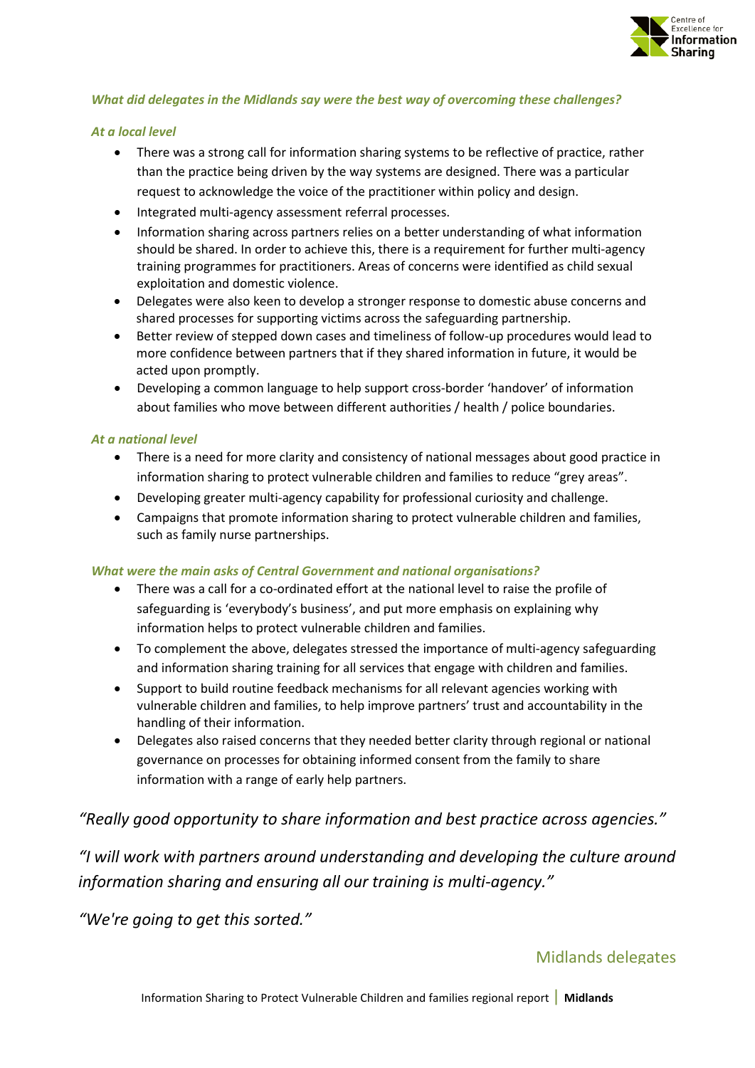***What did delegates in the Midlands say were the best way of overcoming these challenges?***

***At a local level***

- There was a strong call for information sharing systems to be reflective of practice, rather than the practice being driven by the way systems are designed. There was a particular request to acknowledge the voice of the practitioner within policy and design.
- Integrated multi-agency assessment referral processes.
- Information sharing across partners relies on a better understanding of what information should be shared. In order to achieve this, there is a requirement for further multi-agency training programmes for practitioners. Areas of concerns were identified as child sexual exploitation and domestic violence.
- Delegates were also keen to develop a stronger response to domestic abuse concerns and shared processes for supporting victims across the safeguarding partnership.
- Better review of stepped down cases and timeliness of follow-up procedures would lead to more confidence between partners that if they shared information in future, it would be acted upon promptly.
- Developing a common language to help support cross-border 'handover' of information about families who move between different authorities / health / police boundaries.

***At a national level***

- There is a need for more clarity and consistency of national messages about good practice in information sharing to protect vulnerable children and families to reduce "grey areas".
- Developing greater multi-agency capability for professional curiosity and challenge.
- Campaigns that promote information sharing to protect vulnerable children and families, such as family nurse partnerships.

***What were the main asks of Central Government and national organisations?***

- There was a call for a co-ordinated effort at the national level to raise the profile of safeguarding is 'everybody's business', and put more emphasis on explaining why information helps to protect vulnerable children and families.
- To complement the above, delegates stressed the importance of multi-agency safeguarding and information sharing training for all services that engage with children and families.
- Support to build routine feedback mechanisms for all relevant agencies working with vulnerable children and families, to help improve partners' trust and accountability in the handling of their information.
- Delegates also raised concerns that they needed better clarity through regional or national governance on processes for obtaining informed consent from the family to share information with a range of early help partners.

*"Really good opportunity to share information and best practice across agencies."*

*"I will work with partners around understanding and developing the culture around information sharing and ensuring all our training is multi-agency."*

*"We're going to get this sorted."*

Midlands delegates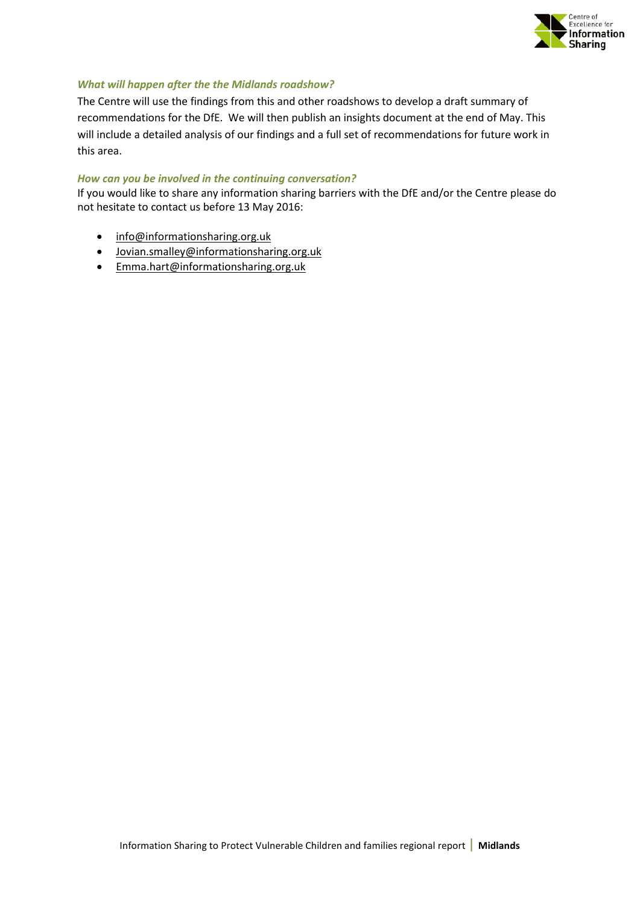### *What will happen after the the Midlands roadshow?*

The Centre will use the findings from this and other roadshows to develop a draft summary of recommendations for the DfE. We will then publish an insights document at the end of May. This will include a detailed analysis of our findings and a full set of recommendations for future work in this area.

### *How can you be involved in the continuing conversation?*

If you would like to share any information sharing barriers with the DfE and/or the Centre please do not hesitate to contact us before 13 May 2016:

- info@informationsharing.org.uk
- Jovian.smalley@informationsharing.org.uk
- Emma.hart@informationsharing.org.uk